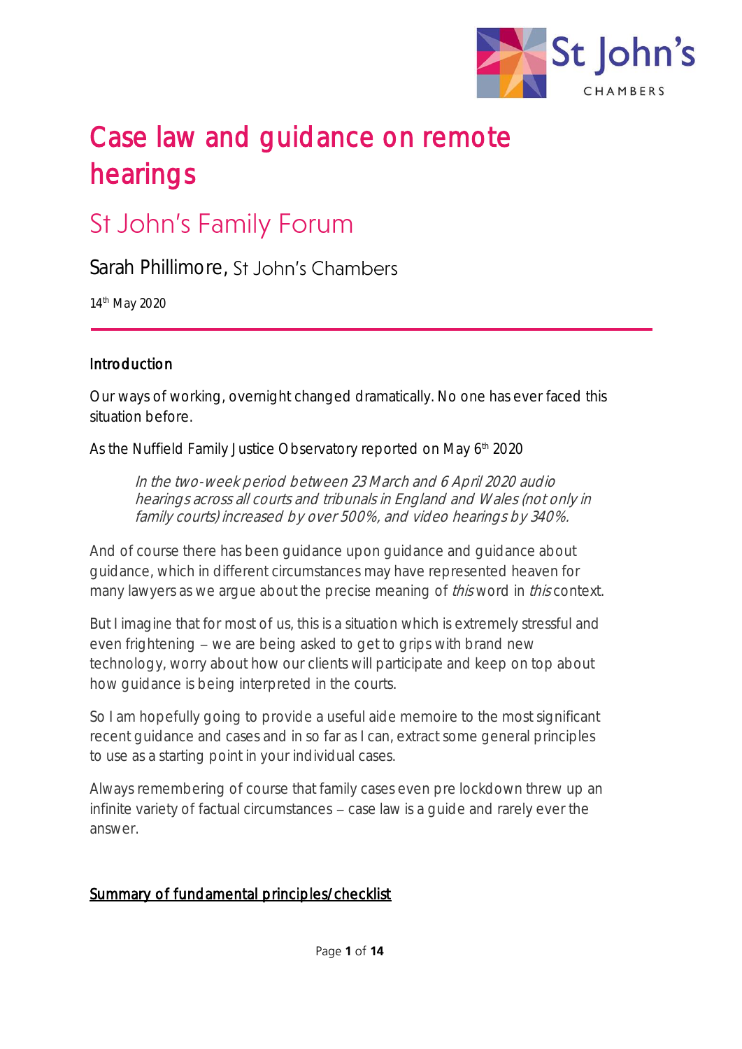# Case law and guidance on remote hearings

## St John's Family Forum

Sarah Phillimore, St John's Chambers

14th May 2020

### Introduction

Our ways of working, overnight changed dramatically. No one has ever faced this situation before.

As the Nuffield Family Justice Observatory reported on May 6th 2020

> *In the two-week period between 23 March and 6 April 2020 audio hearings across all courts and tribunals in England and Wales (not only in family courts) increased by over 500%, and video hearings by 340%.*

And of course there has been guidance upon guidance and guidance about guidance, which in different circumstances may have represented heaven for many lawyers as we argue about the precise meaning of *this* word in *this* context.

But I imagine that for most of us, this is a situation which is extremely stressful and even frightening – we are being asked to get to grips with brand new technology, worry about how our clients will participate and keep on top about how guidance is being interpreted in the courts.

So I am hopefully going to provide a useful aide memoire to the most significant recent guidance and cases and in so far as I can, extract some general principles to use as a starting point in your individual cases.

Always remembering of course that family cases even pre lockdown threw up an infinite variety of factual circumstances – case law is a guide and rarely ever the answer.

### Summary of fundamental principles/checklist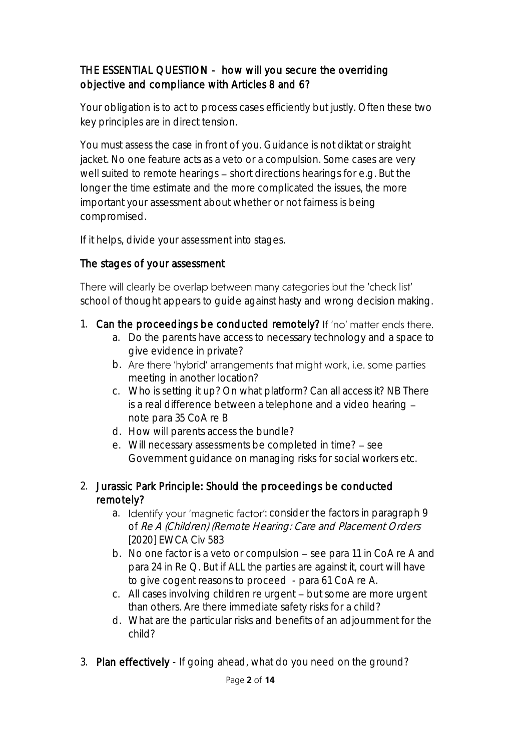## THE ESSENTIAL QUESTION - how will you secure the overriding objective and compliance with Articles 8 and 6?

Your obligation is to act to process cases efficiently but justly. Often these two key principles are in direct tension.

You must assess the case in front of you. Guidance is not diktat or straight jacket. No one feature acts as a veto or a compulsion. Some cases are very well suited to remote hearings – short directions hearings for e.g. But the longer the time estimate and the more complicated the issues, the more important your assessment about whether or not fairness is being compromised.

If it helps, divide your assessment into stages.

### The stages of your assessment

There will clearly be overlap between many categories but the 'check list' school of thought appears to guide against hasty and wrong decision making.

1. **Can the proceedings be conducted remotely?** If 'no' matter ends there.
    a. Do the parents have access to necessary technology and a space to give evidence in private?
    b. Are there 'hybrid' arrangements that might work, i.e. some parties meeting in another location?
    c. Who is setting it up? On what platform? Can all access it? NB There is a real difference between a telephone and a video hearing – note para 35 CoA re B
    d. How will parents access the bundle?
    e. Will necessary assessments be completed in time? – see Government guidance on managing risks for social workers etc.

2. **Jurassic Park Principle: Should the proceedings be conducted remotely?**
    a. Identify your 'magnetic factor': consider the factors in paragraph 9 of *Re A (Children) (Remote Hearing: Care and Placement Orders* [2020] EWCA Civ 583
    b. No one factor is a veto or compulsion – see para 11 in CoA re A and para 24 in Re Q. But if ALL the parties are against it, court will have to give cogent reasons to proceed - para 61 CoA re A.
    c. All cases involving children re urgent – but some are more urgent than others. Are there immediate safety risks for a child?
    d. What are the particular risks and benefits of an adjournment for the child?

3. **Plan effectively** - If going ahead, what do you need on the ground?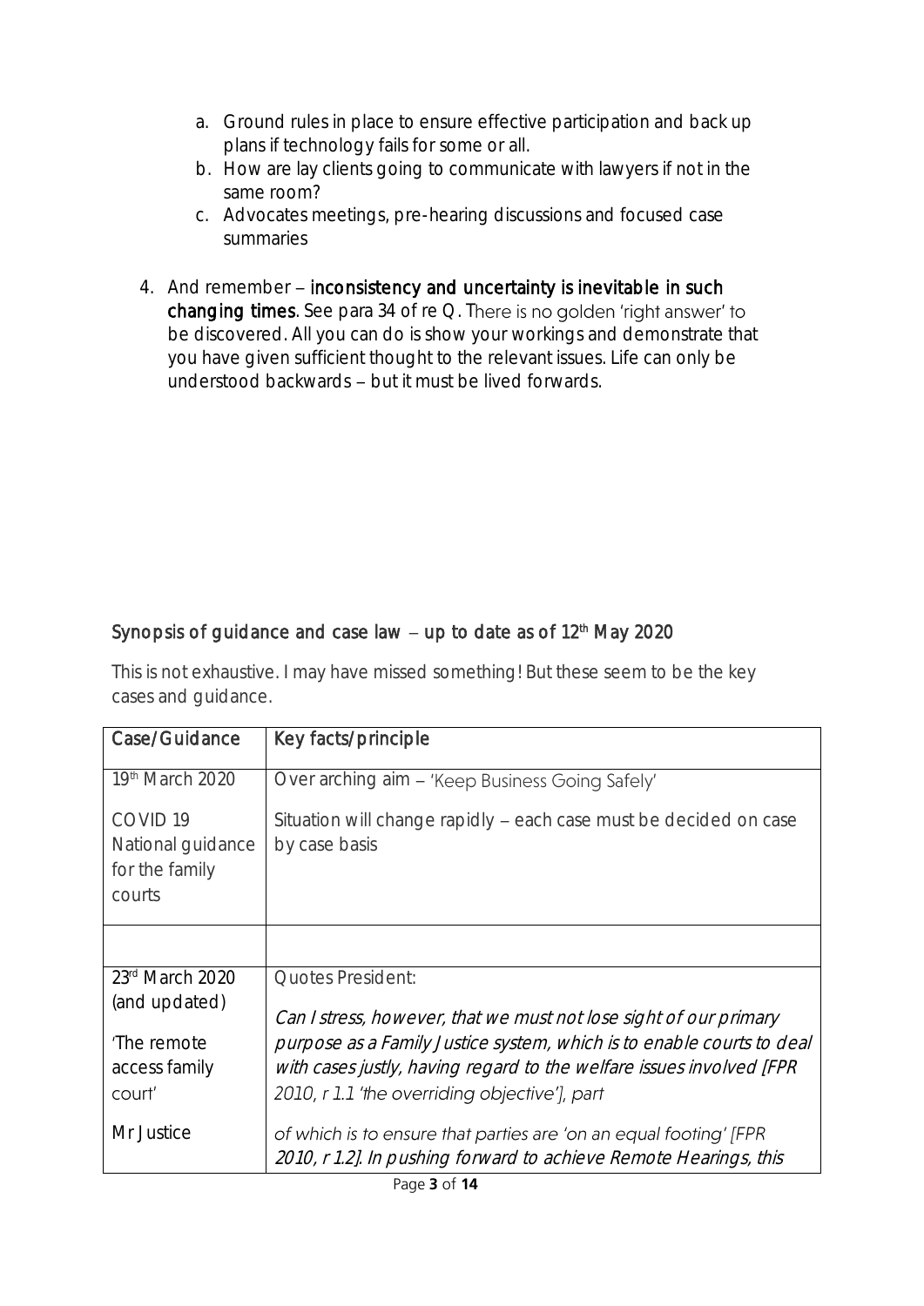a. Ground rules in place to ensure effective participation and back up plans if technology fails for some or all.
b. How are lay clients going to communicate with lawyers if not in the same room?
c. Advocates meetings, pre-hearing discussions and focused case summaries

4. And remember – **inconsistency and uncertainty is inevitable in such changing times**. See para 34 of re Q. There is no golden 'right answer' to be discovered. All you can do is show your workings and demonstrate that you have given sufficient thought to the relevant issues. Life can only be understood backwards – but it must be lived forwards.

## Synopsis of guidance and case law – up to date as of 12th May 2020

This is not exhaustive. I may have missed something! But these seem to be the key cases and guidance.

| Case/Guidance | Key facts/principle |
|---|---|
| 19th March 2020<br><br>COVID 19 National guidance for the family courts | Over arching aim – 'Keep Business Going Safely'<br><br>Situation will change rapidly – each case must be decided on case by case basis |
| | |
| 23rd March 2020 (and updated)<br><br>'The remote access family court'<br><br>Mr Justice | Quotes President:<br><br>*Can I stress, however, that we must not lose sight of our primary purpose as a Family Justice system, which is to enable courts to deal with cases justly, having regard to the welfare issues involved [FPR 2010, r 1.1 'the overriding objective'], part of which is to ensure that parties are 'on an equal footing' [FPR 2010, r 1.2]. In pushing forward to achieve Remote Hearings, this* |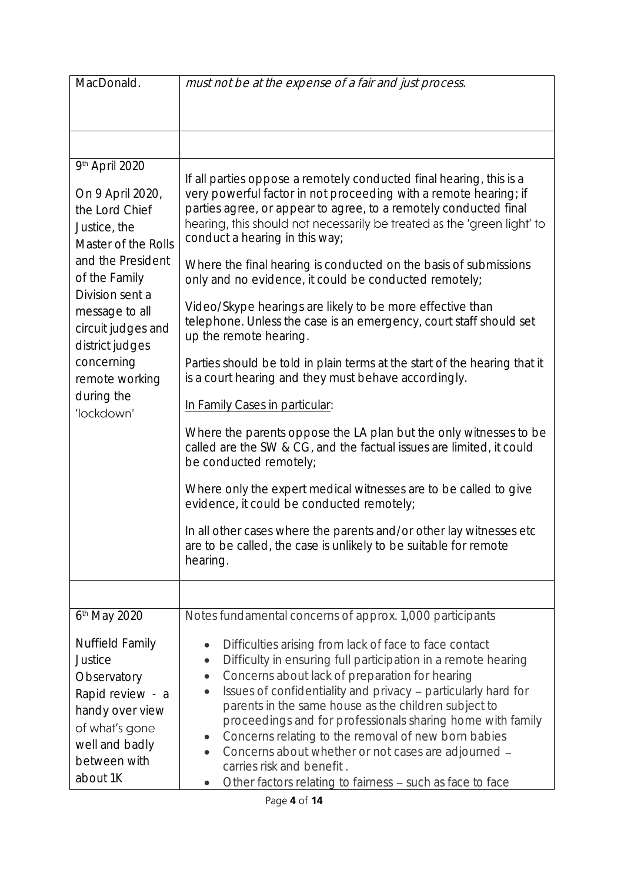| | |
|---|---|
| MacDonald. | *must not be at the expense of a fair and just process.* |
| | |
| 9th April 2020<br><br>On 9 April 2020, the Lord Chief Justice, the Master of the Rolls and the President of the Family Division sent a message to all circuit judges and district judges concerning remote working during the 'lockdown' | If all parties oppose a remotely conducted final hearing, this is a very powerful factor in not proceeding with a remote hearing; if parties agree, or appear to agree, to a remotely conducted final hearing, this should not necessarily be treated as the 'green light' to conduct a hearing in this way;<br><br>Where the final hearing is conducted on the basis of submissions only and no evidence, it could be conducted remotely;<br><br>Video/Skype hearings are likely to be more effective than telephone. Unless the case is an emergency, court staff should set up the remote hearing.<br><br>Parties should be told in plain terms at the start of the hearing that it is a court hearing and they must behave accordingly.<br><br><u>In Family Cases in particular</u>:<br><br>Where the parents oppose the LA plan but the only witnesses to be called are the SW & CG, and the factual issues are limited, it could be conducted remotely;<br><br>Where only the expert medical witnesses are to be called to give evidence, it could be conducted remotely;<br><br>In all other cases where the parents and/or other lay witnesses etc are to be called, the case is unlikely to be suitable for remote hearing. |
| | |
| 6th May 2020<br><br>Nuffield Family Justice Observatory Rapid review - a handy over view of what's gone well and badly between with about 1K | Notes fundamental concerns of approx. 1,000 participants<br><br>• Difficulties arising from lack of face to face contact<br>• Difficulty in ensuring full participation in a remote hearing<br>• Concerns about lack of preparation for hearing<br>• Issues of confidentiality and privacy – particularly hard for parents in the same house as the children subject to proceedings and for professionals sharing home with family<br>• Concerns relating to the removal of new born babies<br>• Concerns about whether or not cases are adjourned – carries risk and benefit .<br>• Other factors relating to fairness – such as face to face |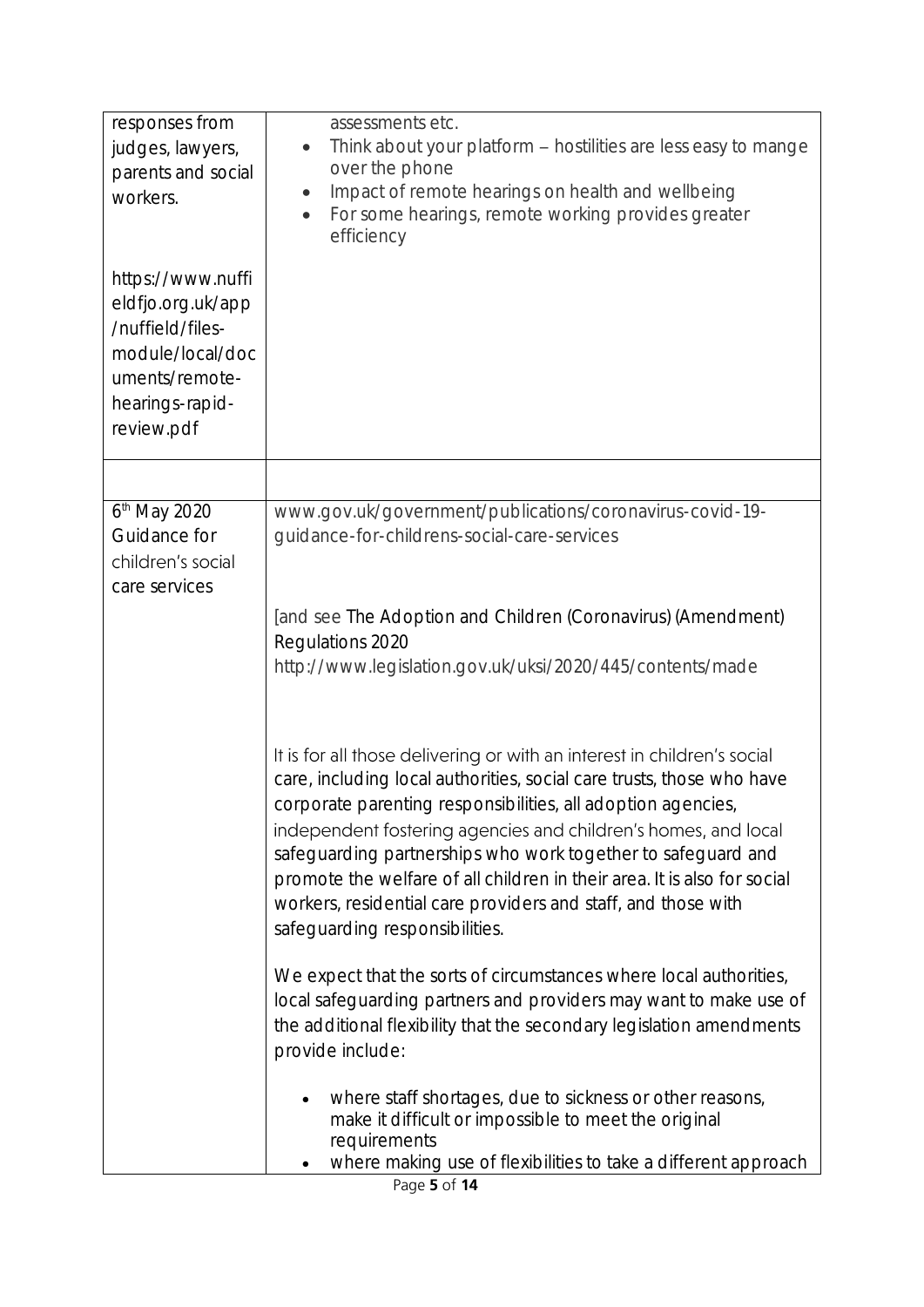| | |
|---|---|
| responses from judges, lawyers, parents and social workers.<br><br>https://www.nuffieldfjo.org.uk/app/nuffield/files-module/local/documents/remote-hearings-rapid-review.pdf | assessments etc.<br>• Think about your platform – hostilities are less easy to mange over the phone<br>• Impact of remote hearings on health and wellbeing<br>• For some hearings, remote working provides greater efficiency |
| | |
| 6th May 2020 Guidance for children's social care services | www.gov.uk/government/publications/coronavirus-covid-19-guidance-for-childrens-social-care-services<br><br>[and see The Adoption and Children (Coronavirus) (Amendment) Regulations 2020<br>http://www.legislation.gov.uk/uksi/2020/445/contents/made<br><br>It is for all those delivering or with an interest in children's social care, including local authorities, social care trusts, those who have corporate parenting responsibilities, all adoption agencies, independent fostering agencies and children's homes, and local safeguarding partnerships who work together to safeguard and promote the welfare of all children in their area. It is also for social workers, residential care providers and staff, and those with safeguarding responsibilities.<br><br>We expect that the sorts of circumstances where local authorities, local safeguarding partners and providers may want to make use of the additional flexibility that the secondary legislation amendments provide include:<br><br>• where staff shortages, due to sickness or other reasons, make it difficult or impossible to meet the original requirements<br>• where making use of flexibilities to take a different approach |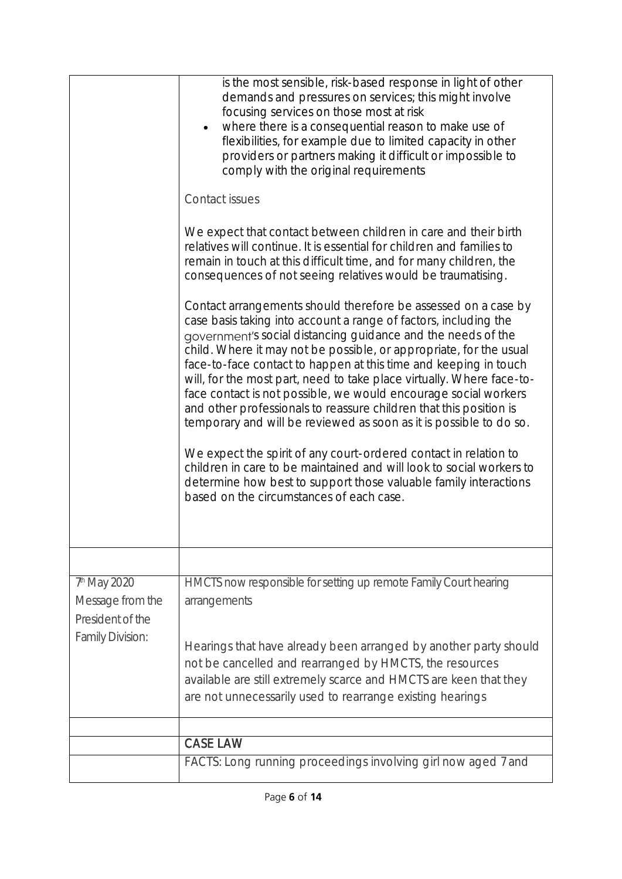| | |
|---|---|
| | is the most sensible, risk-based response in light of other demands and pressures on services; this might involve focusing services on those most at risk<br>• where there is a consequential reason to make use of flexibilities, for example due to limited capacity in other providers or partners making it difficult or impossible to comply with the original requirements<br><br>Contact issues<br><br>We expect that contact between children in care and their birth relatives will continue. It is essential for children and families to remain in touch at this difficult time, and for many children, the consequences of not seeing relatives would be traumatising.<br><br>Contact arrangements should therefore be assessed on a case by case basis taking into account a range of factors, including the government's social distancing guidance and the needs of the child. Where it may not be possible, or appropriate, for the usual face-to-face contact to happen at this time and keeping in touch will, for the most part, need to take place virtually. Where face-to-face contact is not possible, we would encourage social workers and other professionals to reassure children that this position is temporary and will be reviewed as soon as it is possible to do so.<br><br>We expect the spirit of any court-ordered contact in relation to children in care to be maintained and will look to social workers to determine how best to support those valuable family interactions based on the circumstances of each case. |
| | |
| 7th May 2020 Message from the President of the Family Division: | HMCTS now responsible for setting up remote Family Court hearing arrangements<br><br>Hearings that have already been arranged by another party should not be cancelled and rearranged by HMCTS, the resources available are still extremely scarce and HMCTS are keen that they are not unnecessarily used to rearrange existing hearings |
| | |
| | **CASE LAW** |
| | FACTS: Long running proceedings involving girl now aged 7 and |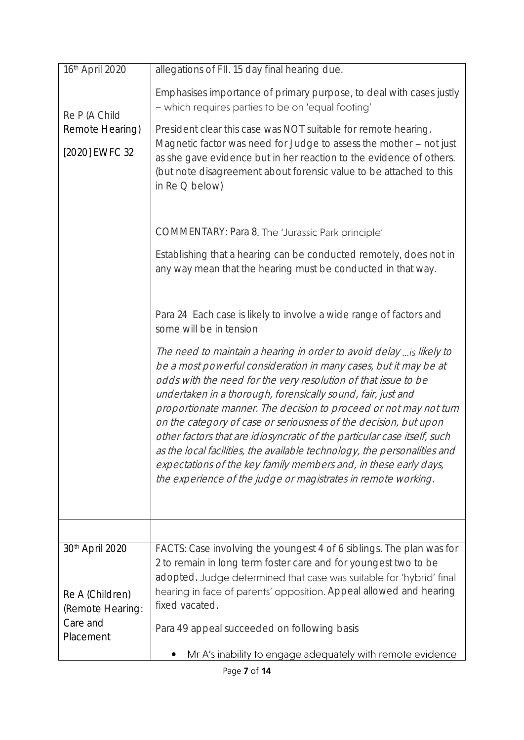| | |
|---|---|
| 16th April 2020<br><br>Re P (A Child Remote Hearing)<br><br>[2020] EWFC 32 | allegations of FII. 15 day final hearing due.<br><br>Emphasises importance of primary purpose, to deal with cases justly – which requires parties to be on 'equal footing'<br><br>President clear this case was NOT suitable for remote hearing. Magnetic factor was need for Judge to assess the mother – not just as she gave evidence but in her reaction to the evidence of others. (but note disagreement about forensic value to be attached to this in Re Q below)<br><br>COMMENTARY: Para 8. The 'Jurassic Park principle'<br><br>Establishing that a hearing can be conducted remotely, does not in any way mean that the hearing must be conducted in that way.<br><br>Para 24 Each case is likely to involve a wide range of factors and some will be in tension<br><br>*The need to maintain a hearing in order to avoid delay …is likely to be a most powerful consideration in many cases, but it may be at odds with the need for the very resolution of that issue to be undertaken in a thorough, forensically sound, fair, just and proportionate manner. The decision to proceed or not may not turn on the category of case or seriousness of the decision, but upon other factors that are idiosyncratic of the particular case itself, such as the local facilities, the available technology, the personalities and expectations of the key family members and, in these early days, the experience of the judge or magistrates in remote working.* |
| | |
| 30th April 2020<br><br>Re A (Children) (Remote Hearing: Care and Placement | FACTS: Case involving the youngest 4 of 6 siblings. The plan was for 2 to remain in long term foster care and for youngest two to be adopted. Judge determined that case was suitable for 'hybrid' final hearing in face of parents' opposition. Appeal allowed and hearing fixed vacated.<br><br>Para 49 appeal succeeded on following basis<br><br>• Mr A's inability to engage adequately with remote evidence |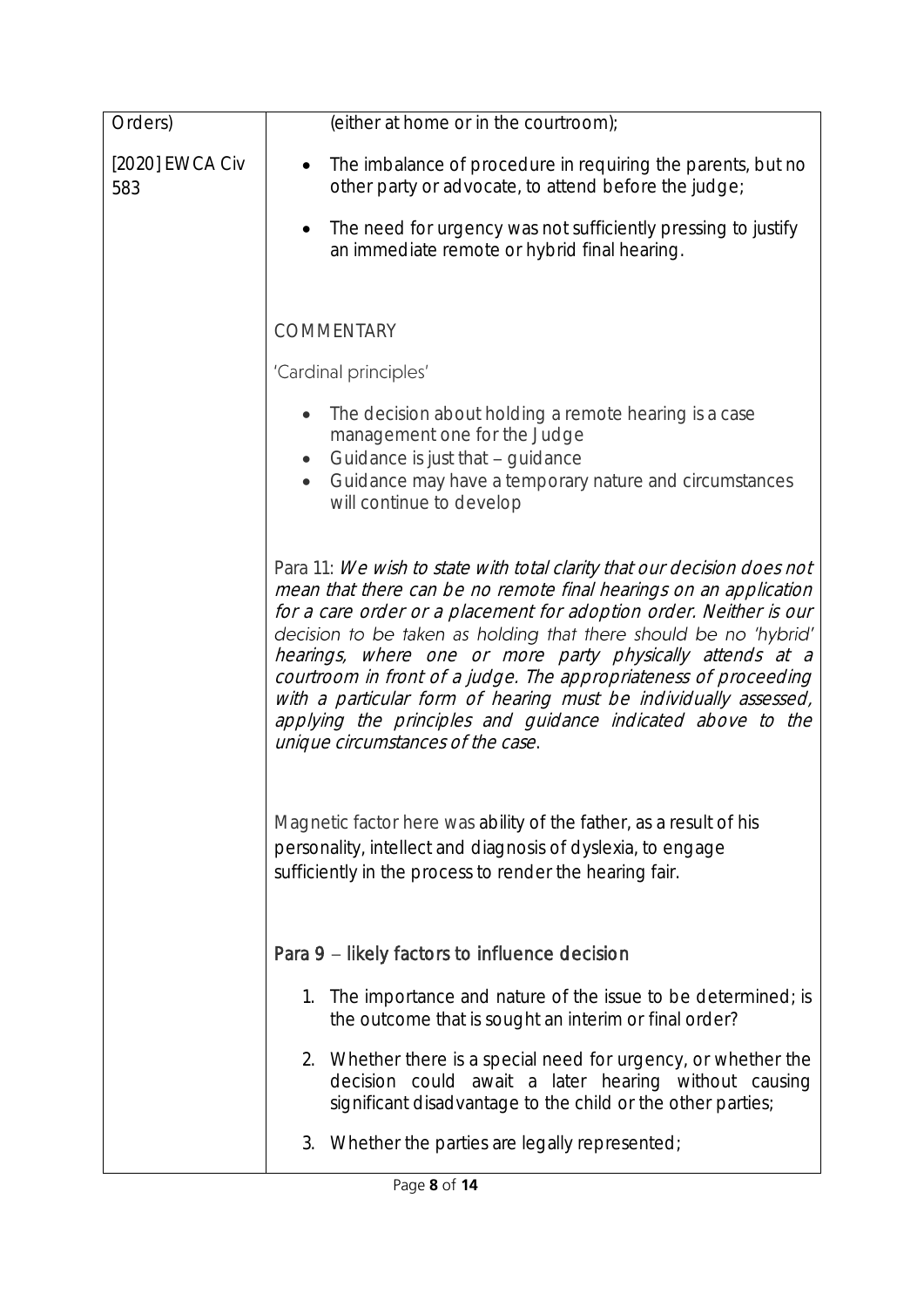| | |
|---|---|
| Orders)<br><br>[2020] EWCA Civ 583 | (either at home or in the courtroom);<br><br>• The imbalance of procedure in requiring the parents, but no other party or advocate, to attend before the judge;<br><br>• The need for urgency was not sufficiently pressing to justify an immediate remote or hybrid final hearing.<br><br>COMMENTARY<br><br>'Cardinal principles'<br><br>• The decision about holding a remote hearing is a case management one for the Judge<br>• Guidance is just that – guidance<br>• Guidance may have a temporary nature and circumstances will continue to develop<br><br>Para 11: *We wish to state with total clarity that our decision does not mean that there can be no remote final hearings on an application for a care order or a placement for adoption order. Neither is our decision to be taken as holding that there should be no 'hybrid' hearings, where one or more party physically attends at a courtroom in front of a judge. The appropriateness of proceeding with a particular form of hearing must be individually assessed, applying the principles and guidance indicated above to the unique circumstances of the case*.<br><br>Magnetic factor here was ability of the father, as a result of his personality, intellect and diagnosis of dyslexia, to engage sufficiently in the process to render the hearing fair.<br><br>Para 9 – likely factors to influence decision<br><br>1. The importance and nature of the issue to be determined; is the outcome that is sought an interim or final order?<br><br>2. Whether there is a special need for urgency, or whether the decision could await a later hearing without causing significant disadvantage to the child or the other parties;<br><br>3. Whether the parties are legally represented; |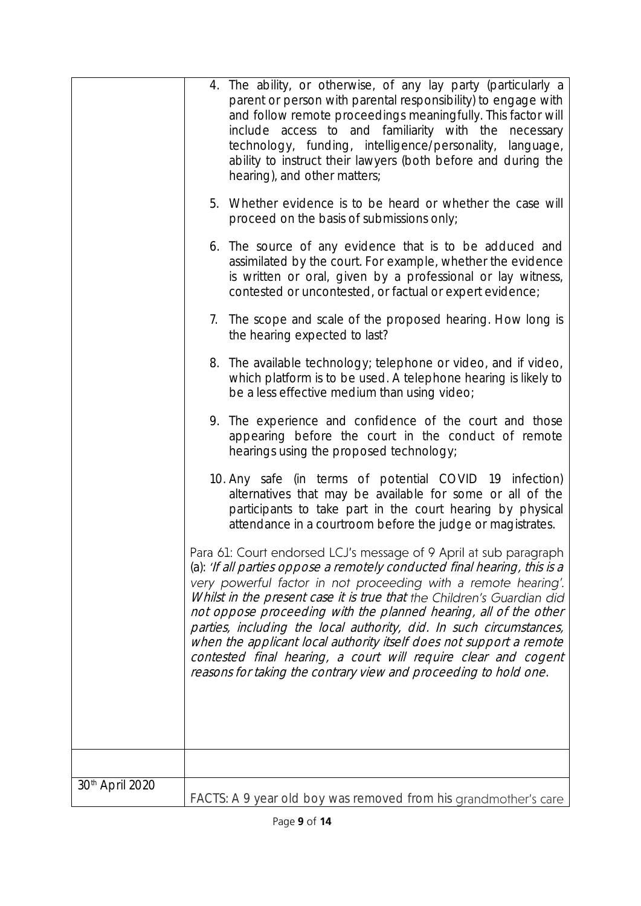| | |
|---|---|
| | 4. The ability, or otherwise, of any lay party (particularly a parent or person with parental responsibility) to engage with and follow remote proceedings meaningfully. This factor will include access to and familiarity with the necessary technology, funding, intelligence/personality, language, ability to instruct their lawyers (both before and during the hearing), and other matters;<br><br>5. Whether evidence is to be heard or whether the case will proceed on the basis of submissions only;<br><br>6. The source of any evidence that is to be adduced and assimilated by the court. For example, whether the evidence is written or oral, given by a professional or lay witness, contested or uncontested, or factual or expert evidence;<br><br>7. The scope and scale of the proposed hearing. How long is the hearing expected to last?<br><br>8. The available technology; telephone or video, and if video, which platform is to be used. A telephone hearing is likely to be a less effective medium than using video;<br><br>9. The experience and confidence of the court and those appearing before the court in the conduct of remote hearings using the proposed technology;<br><br>10. Any safe (in terms of potential COVID 19 infection) alternatives that may be available for some or all of the participants to take part in the court hearing by physical attendance in a courtroom before the judge or magistrates.<br><br>Para 61: Court endorsed LCJ's message of 9 April at sub paragraph (a): *'If all parties oppose a remotely conducted final hearing, this is a very powerful factor in not proceeding with a remote hearing'. Whilst in the present case it is true that the Children's Guardian did not oppose proceeding with the planned hearing, all of the other parties, including the local authority, did. In such circumstances, when the applicant local authority itself does not support a remote contested final hearing, a court will require clear and cogent reasons for taking the contrary view and proceeding to hold one.* |
| | |
| 30th April 2020 | FACTS: A 9 year old boy was removed from his grandmother's care |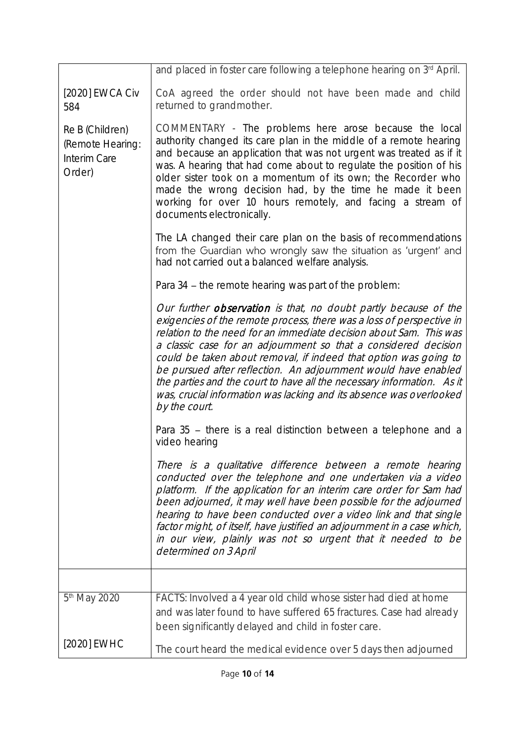| | |
|---|---|
| | and placed in foster care following a telephone hearing on 3rd April. |
| [2020] EWCA Civ 584<br><br>Re B (Children) (Remote Hearing: Interim Care Order) | CoA agreed the order should not have been made and child returned to grandmother.<br><br>COMMENTARY - The problems here arose because the local authority changed its care plan in the middle of a remote hearing and because an application that was not urgent was treated as if it was. A hearing that had come about to regulate the position of his older sister took on a momentum of its own; the Recorder who made the wrong decision had, by the time he made it been working for over 10 hours remotely, and facing a stream of documents electronically.<br><br>The LA changed their care plan on the basis of recommendations from the Guardian who wrongly saw the situation as 'urgent' and had not carried out a balanced welfare analysis.<br><br>Para 34 – the remote hearing was part of the problem:<br><br>*Our further **observation** is that, no doubt partly because of the exigencies of the remote process, there was a loss of perspective in relation to the need for an immediate decision about Sam. This was a classic case for an adjournment so that a considered decision could be taken about removal, if indeed that option was going to be pursued after reflection. An adjournment would have enabled the parties and the court to have all the necessary information. As it was, crucial information was lacking and its absence was overlooked by the court.*<br><br>Para 35 – there is a real distinction between a telephone and a video hearing<br><br>*There is a qualitative difference between a remote hearing conducted over the telephone and one undertaken via a video platform. If the application for an interim care order for Sam had been adjourned, it may well have been possible for the adjourned hearing to have been conducted over a video link and that single factor might, of itself, have justified an adjournment in a case which, in our view, plainly was not so urgent that it needed to be determined on 3 April* |
| | |
| 5th May 2020<br><br>[2020] EWHC | FACTS: Involved a 4 year old child whose sister had died at home and was later found to have suffered 65 fractures. Case had already been significantly delayed and child in foster care.<br><br>The court heard the medical evidence over 5 days then adjourned |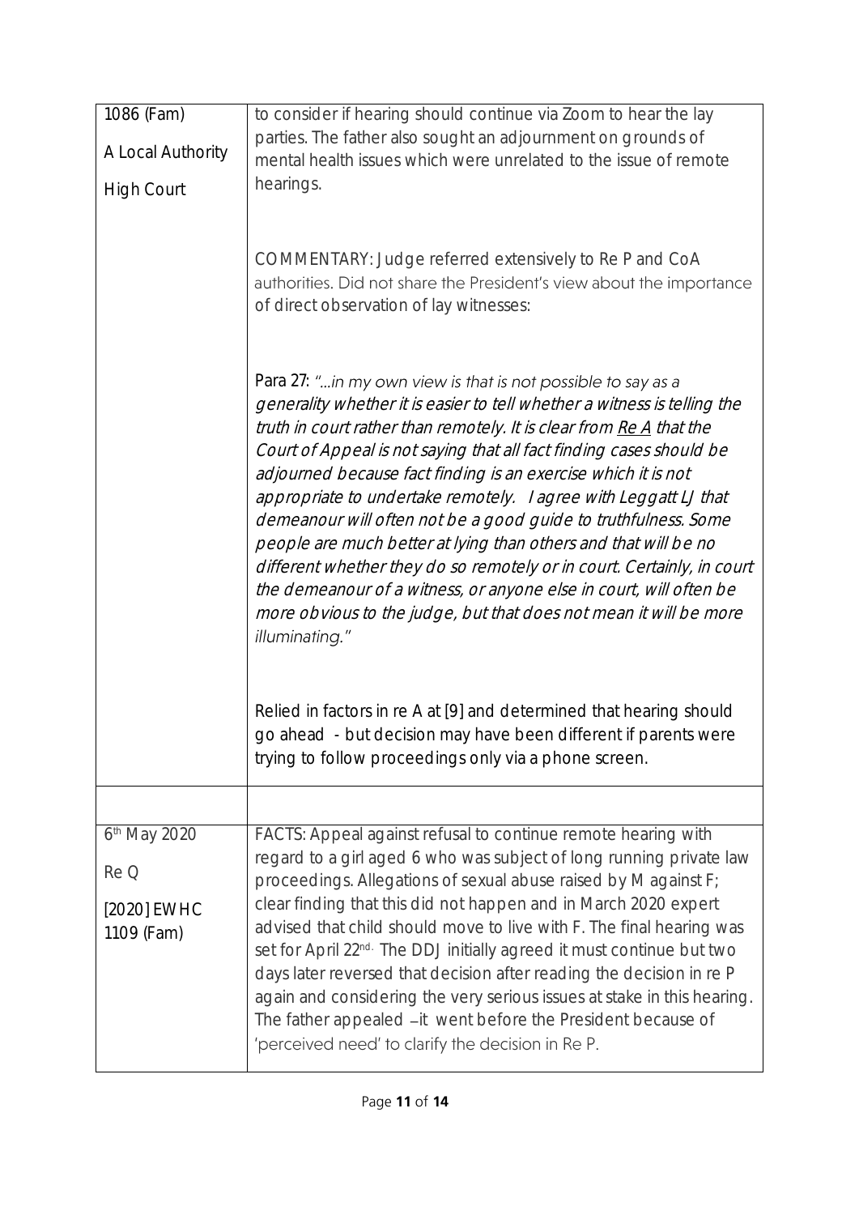| | |
|---|---|
| 1086 (Fam)<br><br>A Local Authority<br><br>High Court | to consider if hearing should continue via Zoom to hear the lay parties. The father also sought an adjournment on grounds of mental health issues which were unrelated to the issue of remote hearings.<br><br>COMMENTARY: Judge referred extensively to Re P and CoA authorities. Did not share the President's view about the importance of direct observation of lay witnesses:<br><br>Para 27: "*…in my own view is that is not possible to say as a generality whether it is easier to tell whether a witness is telling the truth in court rather than remotely. It is clear from Re A that the Court of Appeal is not saying that all fact finding cases should be adjourned because fact finding is an exercise which it is not appropriate to undertake remotely. I agree with Leggatt LJ that demeanour will often not be a good guide to truthfulness. Some people are much better at lying than others and that will be no different whether they do so remotely or in court. Certainly, in court the demeanour of a witness, or anyone else in court, will often be more obvious to the judge, but that does not mean it will be more illuminating.*"<br><br>Relied in factors in re A at [9] and determined that hearing should go ahead - but decision may have been different if parents were trying to follow proceedings only via a phone screen. |
| | |
| 6th May 2020<br><br>Re Q<br><br>[2020] EWHC 1109 (Fam) | FACTS: Appeal against refusal to continue remote hearing with regard to a girl aged 6 who was subject of long running private law proceedings. Allegations of sexual abuse raised by M against F; clear finding that this did not happen and in March 2020 expert advised that child should move to live with F. The final hearing was set for April 22nd. The DDJ initially agreed it must continue but two days later reversed that decision after reading the decision in re P again and considering the very serious issues at stake in this hearing. The father appealed – it went before the President because of 'perceived need' to clarify the decision in Re P. |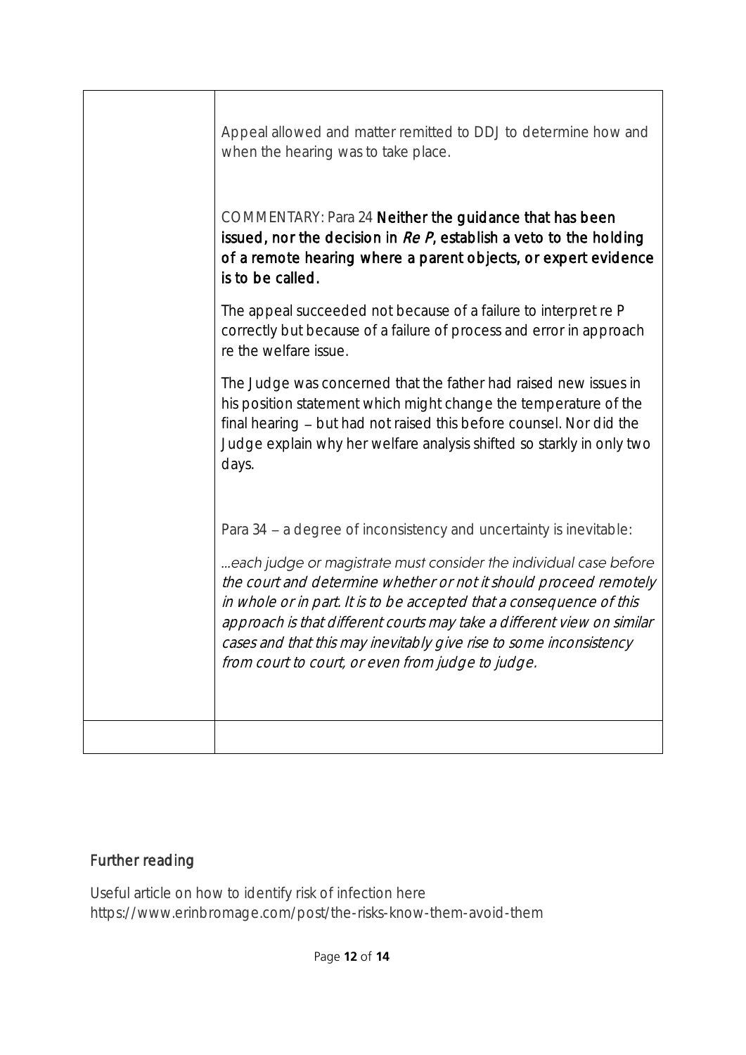| | |
|---|---|
| | Appeal allowed and matter remitted to DDJ to determine how and when the hearing was to take place.<br><br>COMMENTARY: Para 24 **Neither the guidance that has been issued, nor the decision in *Re P*, establish a veto to the holding of a remote hearing where a parent objects, or expert evidence is to be called.**<br><br>The appeal succeeded not because of a failure to interpret re P correctly but because of a failure of process and error in approach re the welfare issue.<br><br>The Judge was concerned that the father had raised new issues in his position statement which might change the temperature of the final hearing – but had not raised this before counsel. Nor did the Judge explain why her welfare analysis shifted so starkly in only two days.<br><br>Para 34 – a degree of inconsistency and uncertainty is inevitable:<br><br>*...each judge or magistrate must consider the individual case before the court and determine whether or not it should proceed remotely in whole or in part. It is to be accepted that a consequence of this approach is that different courts may take a different view on similar cases and that this may inevitably give rise to some inconsistency from court to court, or even from judge to judge.* |
| | |

## Further reading

Useful article on how to identify risk of infection here https://www.erinbromage.com/post/the-risks-know-them-avoid-them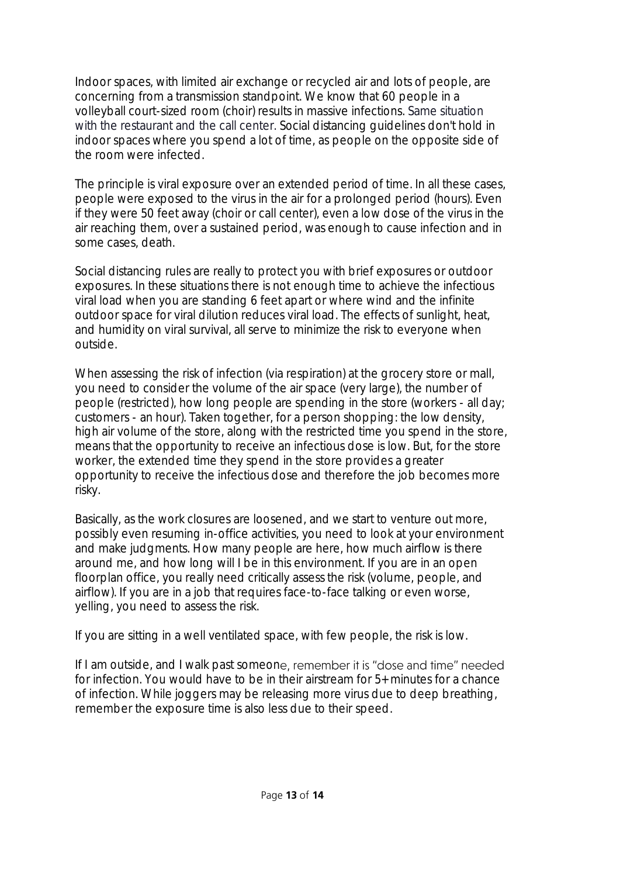Indoor spaces, with limited air exchange or recycled air and lots of people, are concerning from a transmission standpoint. We know that 60 people in a volleyball court-sized room (choir) results in massive infections. Same situation with the restaurant and the call center. Social distancing guidelines don't hold in indoor spaces where you spend a lot of time, as people on the opposite side of the room were infected.

The principle is viral exposure over an extended period of time. In all these cases, people were exposed to the virus in the air for a prolonged period (hours). Even if they were 50 feet away (choir or call center), even a low dose of the virus in the air reaching them, over a sustained period, was enough to cause infection and in some cases, death.

Social distancing rules are really to protect you with brief exposures or outdoor exposures. In these situations there is not enough time to achieve the infectious viral load when you are standing 6 feet apart or where wind and the infinite outdoor space for viral dilution reduces viral load. The effects of sunlight, heat, and humidity on viral survival, all serve to minimize the risk to everyone when outside.

When assessing the risk of infection (via respiration) at the grocery store or mall, you need to consider the volume of the air space (very large), the number of people (restricted), how long people are spending in the store (workers - all day; customers - an hour). Taken together, for a person shopping: the low density, high air volume of the store, along with the restricted time you spend in the store, means that the opportunity to receive an infectious dose is low. But, for the store worker, the extended time they spend in the store provides a greater opportunity to receive the infectious dose and therefore the job becomes more risky.

Basically, as the work closures are loosened, and we start to venture out more, possibly even resuming in-office activities, you need to look at your environment and make judgments. How many people are here, how much airflow is there around me, and how long will I be in this environment. If you are in an open floorplan office, you really need critically assess the risk (volume, people, and airflow). If you are in a job that requires face-to-face talking or even worse, yelling, you need to assess the risk.

If you are sitting in a well ventilated space, with few people, the risk is low.

If I am outside, and I walk past someone, remember it is "dose and time" needed for infection. You would have to be in their airstream for 5+ minutes for a chance of infection. While joggers may be releasing more virus due to deep breathing, remember the exposure time is also less due to their speed.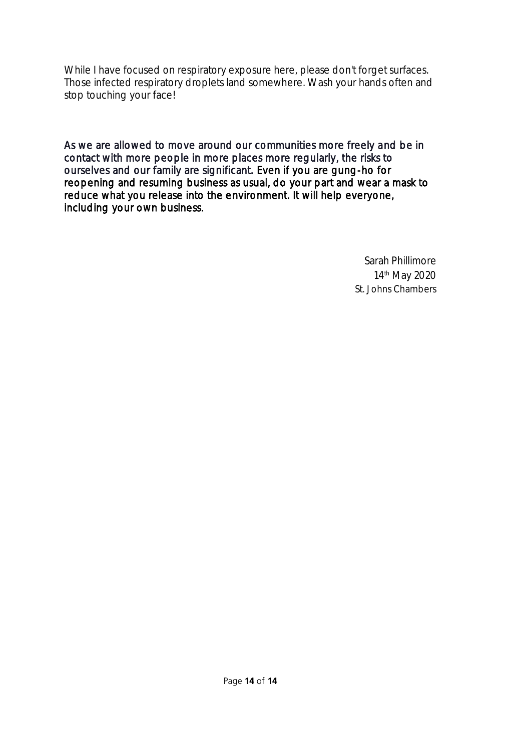While I have focused on respiratory exposure here, please don't forget surfaces. Those infected respiratory droplets land somewhere. Wash your hands often and stop touching your face!

As we are allowed to move around our communities more freely and be in contact with more people in more places more regularly, the risks to ourselves and our family are significant. Even if you are gung-ho for reopening and resuming business as usual, do your part and wear a mask to reduce what you release into the environment. It will help everyone, including your own business.

Sarah Phillimore  
14th May 2020  
St. Johns Chambers